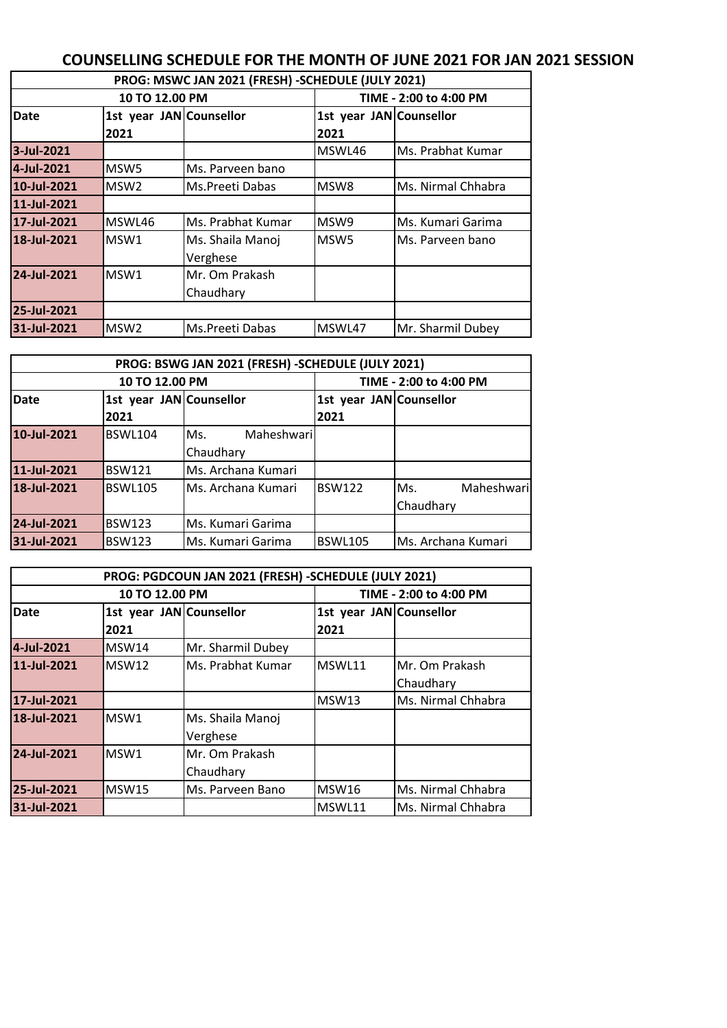# COUNSELLING SCHEDULE FOR THE MONTH OF JUNE 2021 FOR JAN 2021 SESSION

| PROG: MSWC JAN 2021 (FRESH) -SCHEDULE (JULY 2021) | | | | |
|---|---|---|---|---|
| | 10 TO 12.00 PM | | TIME - 2:00 to 4:00 PM | |
| Date | 1st year JAN 2021 | Counsellor | 1st year JAN 2021 | Counsellor |
| 3-Jul-2021 | | | MSWL46 | Ms. Prabhat Kumar |
| 4-Jul-2021 | MSW5 | Ms. Parveen bano | | |
| 10-Jul-2021 | MSW2 | Ms.Preeti Dabas | MSW8 | Ms. Nirmal Chhabra |
| 11-Jul-2021 | | | | |
| 17-Jul-2021 | MSWL46 | Ms. Prabhat Kumar | MSW9 | Ms. Kumari Garima |
| 18-Jul-2021 | MSW1 | Ms. Shaila Manoj Verghese | MSW5 | Ms. Parveen bano |
| 24-Jul-2021 | MSW1 | Mr. Om Prakash Chaudhary | | |
| 25-Jul-2021 | | | | |
| 31-Jul-2021 | MSW2 | Ms.Preeti Dabas | MSWL47 | Mr. Sharmil Dubey |

| PROG: BSWG JAN 2021 (FRESH) -SCHEDULE (JULY 2021) | | | | |
|---|---|---|---|---|
| | 10 TO 12.00 PM | | TIME - 2:00 to 4:00 PM | |
| Date | 1st year JAN 2021 | Counsellor | 1st year JAN 2021 | Counsellor |
| 10-Jul-2021 | BSWL104 | Ms. Maheshwari Chaudhary | | |
| 11-Jul-2021 | BSW121 | Ms. Archana Kumari | | |
| 18-Jul-2021 | BSWL105 | Ms. Archana Kumari | BSW122 | Ms. Maheshwari Chaudhary |
| 24-Jul-2021 | BSW123 | Ms. Kumari Garima | | |
| 31-Jul-2021 | BSW123 | Ms. Kumari Garima | BSWL105 | Ms. Archana Kumari |

| PROG: PGDCOUN JAN 2021 (FRESH) -SCHEDULE (JULY 2021) | | | | |
|---|---|---|---|---|
| | 10 TO 12.00 PM | | TIME - 2:00 to 4:00 PM | |
| Date | 1st year JAN 2021 | Counsellor | 1st year JAN 2021 | Counsellor |
| 4-Jul-2021 | MSW14 | Mr. Sharmil Dubey | | |
| 11-Jul-2021 | MSW12 | Ms. Prabhat Kumar | MSWL11 | Mr. Om Prakash Chaudhary |
| 17-Jul-2021 | | | MSW13 | Ms. Nirmal Chhabra |
| 18-Jul-2021 | MSW1 | Ms. Shaila Manoj Verghese | | |
| 24-Jul-2021 | MSW1 | Mr. Om Prakash Chaudhary | | |
| 25-Jul-2021 | MSW15 | Ms. Parveen Bano | MSW16 | Ms. Nirmal Chhabra |
| 31-Jul-2021 | | | MSWL11 | Ms. Nirmal Chhabra |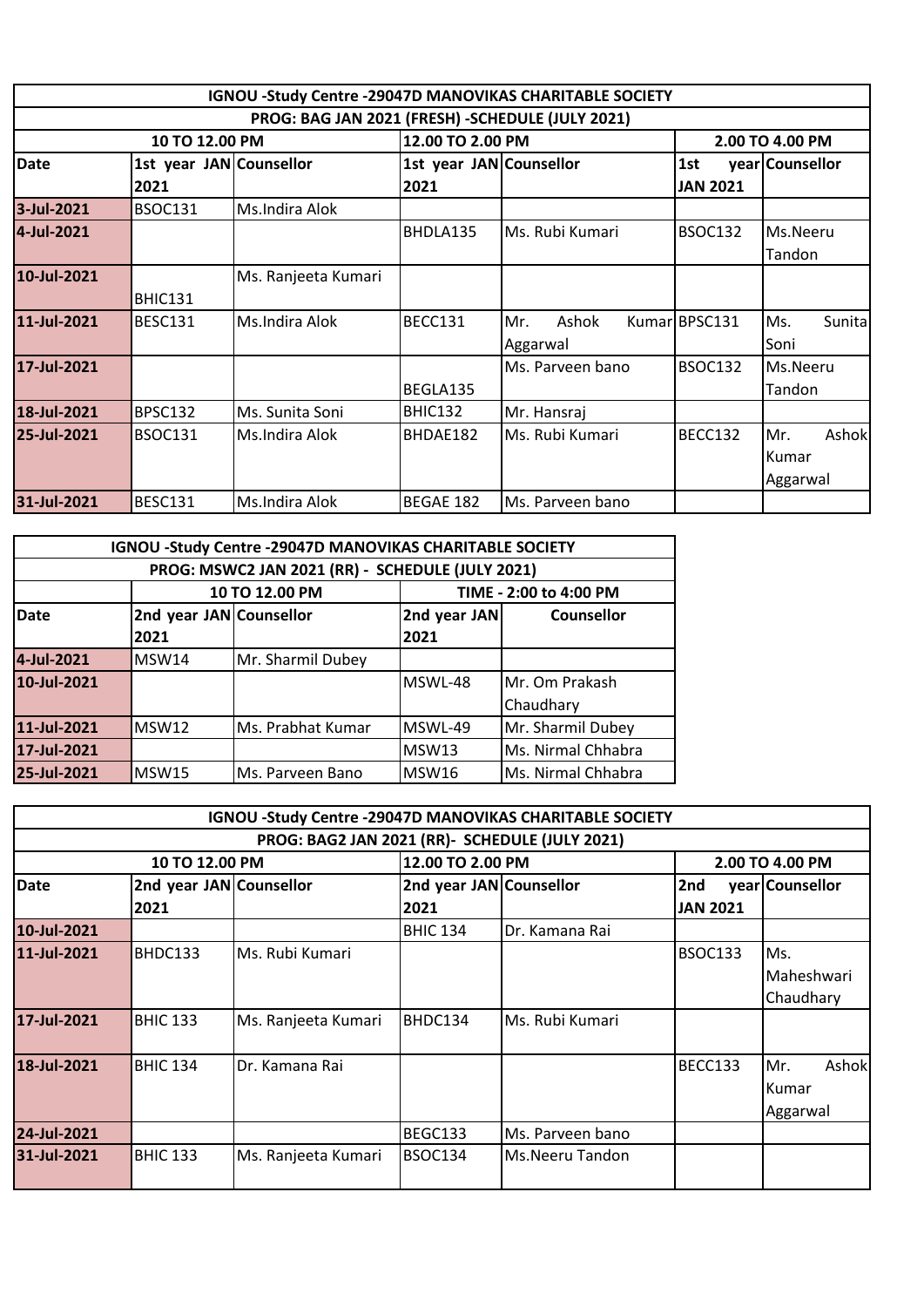| IGNOU -Study Centre -29047D MANOVIKAS CHARITABLE SOCIETY | | | | | | |
|---|---|---|---|---|---|---|
| PROG: BAG JAN 2021 (FRESH) -SCHEDULE (JULY 2021) | | | | | | |
| | 10 TO 12.00 PM | | 12.00 TO 2.00 PM | | 2.00 TO 4.00 PM | |
| **Date** | **1st year JAN 2021** | **Counsellor** | **1st year JAN 2021** | **Counsellor** | **1st year JAN 2021** | **Counsellor** |
| 3-Jul-2021 | BSOC131 | Ms.Indira Alok | | | | |
| 4-Jul-2021 | | | BHDLA135 | Ms. Rubi Kumari | BSOC132 | Ms.Neeru Tandon |
| 10-Jul-2021 | BHIC131 | Ms. Ranjeeta Kumari | | | | |
| 11-Jul-2021 | BESC131 | Ms.Indira Alok | BECC131 | Mr. Ashok Kumar Aggarwal | BPSC131 | Ms. Sunita Soni |
| 17-Jul-2021 | | | BEGLA135 | Ms. Parveen bano | BSOC132 | Ms.Neeru Tandon |
| 18-Jul-2021 | BPSC132 | Ms. Sunita Soni | BHIC132 | Mr. Hansraj | | |
| 25-Jul-2021 | BSOC131 | Ms.Indira Alok | BHDAE182 | Ms. Rubi Kumari | BECC132 | Mr. Ashok Kumar Aggarwal |
| 31-Jul-2021 | BESC131 | Ms.Indira Alok | BEGAE 182 | Ms. Parveen bano | | |

| IGNOU -Study Centre -29047D MANOVIKAS CHARITABLE SOCIETY | | | | |
|---|---|---|---|---|
| PROG: MSWC2 JAN 2021 (RR) - SCHEDULE (JULY 2021) | | | | |
| | 10 TO 12.00 PM | | TIME - 2:00 to 4:00 PM | |
| **Date** | **2nd year JAN 2021** | **Counsellor** | **2nd year JAN 2021** | **Counsellor** |
| 4-Jul-2021 | MSW14 | Mr. Sharmil Dubey | | |
| 10-Jul-2021 | | | MSWL-48 | Mr. Om Prakash Chaudhary |
| 11-Jul-2021 | MSW12 | Ms. Prabhat Kumar | MSWL-49 | Mr. Sharmil Dubey |
| 17-Jul-2021 | | | MSW13 | Ms. Nirmal Chhabra |
| 25-Jul-2021 | MSW15 | Ms. Parveen Bano | MSW16 | Ms. Nirmal Chhabra |

| IGNOU -Study Centre -29047D MANOVIKAS CHARITABLE SOCIETY | | | | | | |
|---|---|---|---|---|---|---|
| PROG: BAG2 JAN 2021 (RR)- SCHEDULE (JULY 2021) | | | | | | |
| | 10 TO 12.00 PM | | 12.00 TO 2.00 PM | | 2.00 TO 4.00 PM | |
| **Date** | **2nd year JAN 2021** | **Counsellor** | **2nd year JAN 2021** | **Counsellor** | **2nd year JAN 2021** | **Counsellor** |
| 10-Jul-2021 | | | BHIC 134 | Dr. Kamana Rai | | |
| 11-Jul-2021 | BHDC133 | Ms. Rubi Kumari | | | BSOC133 | Ms. Maheshwari Chaudhary |
| 17-Jul-2021 | BHIC 133 | Ms. Ranjeeta Kumari | BHDC134 | Ms. Rubi Kumari | | |
| 18-Jul-2021 | BHIC 134 | Dr. Kamana Rai | | | BECC133 | Mr. Ashok Kumar Aggarwal |
| 24-Jul-2021 | | | BEGC133 | Ms. Parveen bano | | |
| 31-Jul-2021 | BHIC 133 | Ms. Ranjeeta Kumari | BSOC134 | Ms.Neeru Tandon | | |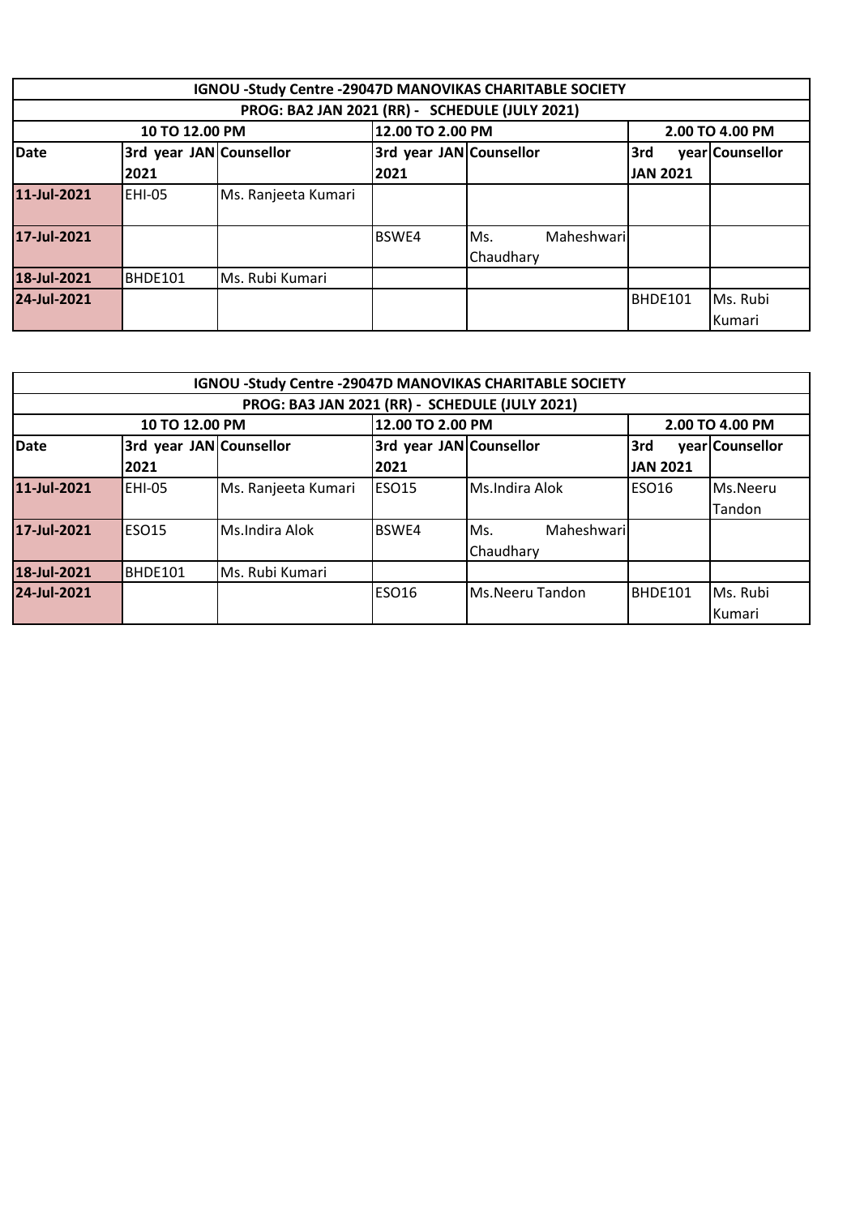| IGNOU -Study Centre -29047D MANOVIKAS CHARITABLE SOCIETY | | | | | | |
|---|---|---|---|---|---|---|
| PROG: BA2 JAN 2021 (RR) - SCHEDULE (JULY 2021) | | | | | | |
| 10 TO 12.00 PM | | | 12.00 TO 2.00 PM | | 2.00 TO 4.00 PM | |
| Date | 3rd year JAN 2021 | Counsellor | 3rd year JAN 2021 | Counsellor | 3rd year JAN 2021 | Counsellor |
| 11-Jul-2021 | EHI-05 | Ms. Ranjeeta Kumari | | | | |
| 17-Jul-2021 | | | BSWE4 | Ms. Maheshwari Chaudhary | | |
| 18-Jul-2021 | BHDE101 | Ms. Rubi Kumari | | | | |
| 24-Jul-2021 | | | | | BHDE101 | Ms. Rubi Kumari |

| IGNOU -Study Centre -29047D MANOVIKAS CHARITABLE SOCIETY | | | | | | |
|---|---|---|---|---|---|---|
| PROG: BA3 JAN 2021 (RR) - SCHEDULE (JULY 2021) | | | | | | |
| 10 TO 12.00 PM | | | 12.00 TO 2.00 PM | | 2.00 TO 4.00 PM | |
| Date | 3rd year JAN 2021 | Counsellor | 3rd year JAN 2021 | Counsellor | 3rd year JAN 2021 | Counsellor |
| 11-Jul-2021 | EHI-05 | Ms. Ranjeeta Kumari | ESO15 | Ms.Indira Alok | ESO16 | Ms.Neeru Tandon |
| 17-Jul-2021 | ESO15 | Ms.Indira Alok | BSWE4 | Ms. Maheshwari Chaudhary | | |
| 18-Jul-2021 | BHDE101 | Ms. Rubi Kumari | | | | |
| 24-Jul-2021 | | | ESO16 | Ms.Neeru Tandon | BHDE101 | Ms. Rubi Kumari |